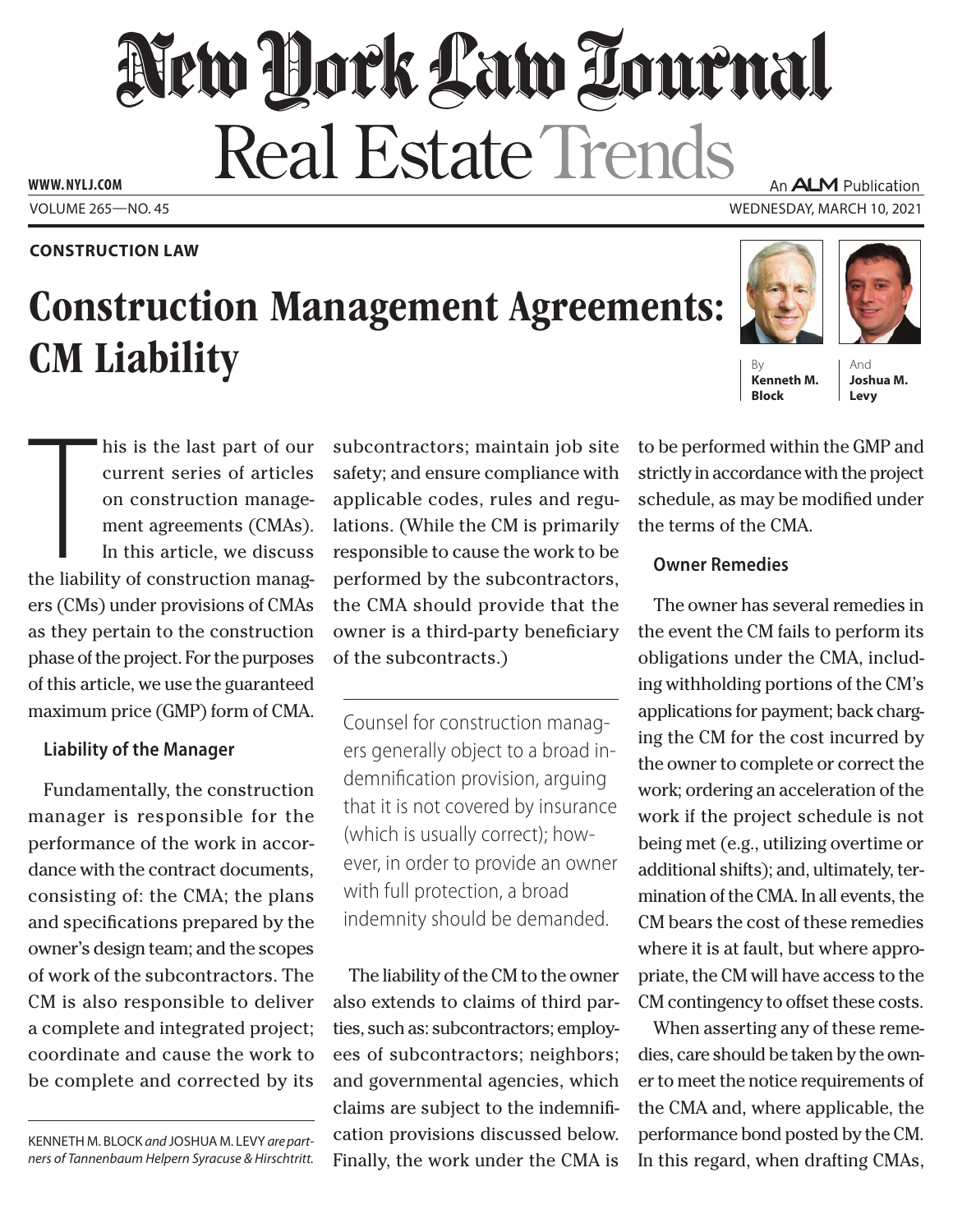# New York Law Journal

## Real Estate Trends

WWW.NYLJ.COM

An ALM Publication

VOLUME 265—NO. 45

WEDNESDAY, MARCH 10, 2021

**CONSTRUCTION LAW**

# Construction Management Agreements: CM Liability

By **Kenneth M. Block** And **Joshua M. Levy**

This is the last part of our current series of articles on construction management agreements (CMAs). In this article, we discuss the liability of construction managers (CMs) under provisions of CMAs as they pertain to the construction phase of the project. For the purposes of this article, we use the guaranteed maximum price (GMP) form of CMA.

### Liability of the Manager

Fundamentally, the construction manager is responsible for the performance of the work in accordance with the contract documents, consisting of: the CMA; the plans and specifications prepared by the owner's design team; and the scopes of work of the subcontractors. The CM is also responsible to deliver a complete and integrated project; coordinate and cause the work to be complete and corrected by its subcontractors; maintain job site safety; and ensure compliance with applicable codes, rules and regulations. (While the CM is primarily responsible to cause the work to be performed by the subcontractors, the CMA should provide that the owner is a third-party beneficiary of the subcontracts.)

> Counsel for construction managers generally object to a broad indemnification provision, arguing that it is not covered by insurance (which is usually correct); however, in order to provide an owner with full protection, a broad indemnity should be demanded.

The liability of the CM to the owner also extends to claims of third parties, such as: subcontractors; employees of subcontractors; neighbors; and governmental agencies, which claims are subject to the indemnification provisions discussed below. Finally, the work under the CMA is to be performed within the GMP and strictly in accordance with the project schedule, as may be modified under the terms of the CMA.

### Owner Remedies

The owner has several remedies in the event the CM fails to perform its obligations under the CMA, including withholding portions of the CM's applications for payment; back charging the CM for the cost incurred by the owner to complete or correct the work; ordering an acceleration of the work if the project schedule is not being met (e.g., utilizing overtime or additional shifts); and, ultimately, termination of the CMA. In all events, the CM bears the cost of these remedies where it is at fault, but where appropriate, the CM will have access to the CM contingency to offset these costs.

When asserting any of these remedies, care should be taken by the owner to meet the notice requirements of the CMA and, where applicable, the performance bond posted by the CM. In this regard, when drafting CMAs,

---

KENNETH M. BLOCK *and* JOSHUA M. LEVY *are partners of Tannenbaum Helpern Syracuse & Hirschtritt.*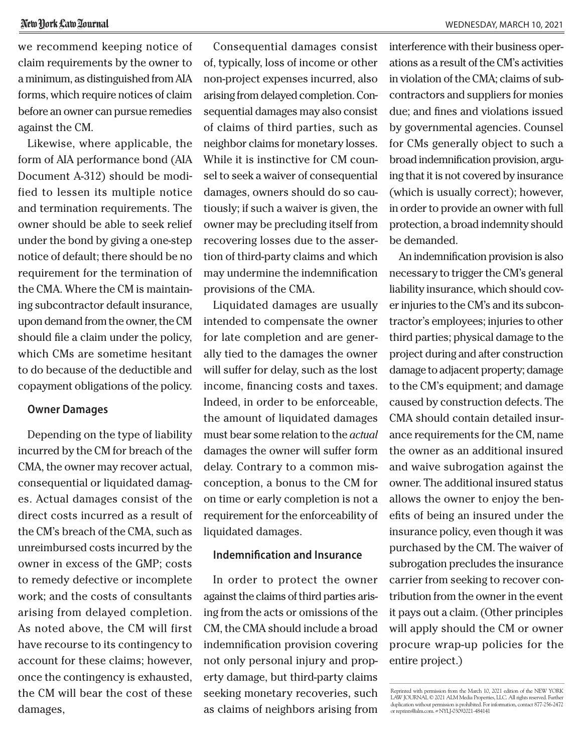we recommend keeping notice of claim requirements by the owner to a minimum, as distinguished from AIA forms, which require notices of claim before an owner can pursue remedies against the CM.

Likewise, where applicable, the form of AIA performance bond (AIA Document A-312) should be modified to lessen its multiple notice and termination requirements. The owner should be able to seek relief under the bond by giving a one-step notice of default; there should be no requirement for the termination of the CMA. Where the CM is maintaining subcontractor default insurance, upon demand from the owner, the CM should file a claim under the policy, which CMs are sometime hesitant to do because of the deductible and copayment obligations of the policy.

### Owner Damages

Depending on the type of liability incurred by the CM for breach of the CMA, the owner may recover actual, consequential or liquidated damages. Actual damages consist of the direct costs incurred as a result of the CM's breach of the CMA, such as unreimbursed costs incurred by the owner in excess of the GMP; costs to remedy defective or incomplete work; and the costs of consultants arising from delayed completion. As noted above, the CM will first have recourse to its contingency to account for these claims; however, once the contingency is exhausted, the CM will bear the cost of these damages,

Consequential damages consist of, typically, loss of income or other non-project expenses incurred, also arising from delayed completion. Consequential damages may also consist of claims of third parties, such as neighbor claims for monetary losses. While it is instinctive for CM counsel to seek a waiver of consequential damages, owners should do so cautiously; if such a waiver is given, the owner may be precluding itself from recovering losses due to the assertion of third-party claims and which may undermine the indemnification provisions of the CMA.

Liquidated damages are usually intended to compensate the owner for late completion and are generally tied to the damages the owner will suffer for delay, such as the lost income, financing costs and taxes. Indeed, in order to be enforceable, the amount of liquidated damages must bear some relation to the *actual* damages the owner will suffer form delay. Contrary to a common misconception, a bonus to the CM for on time or early completion is not a requirement for the enforceability of liquidated damages.

### Indemnification and Insurance

In order to protect the owner against the claims of third parties arising from the acts or omissions of the CM, the CMA should include a broad indemnification provision covering not only personal injury and property damage, but third-party claims seeking monetary recoveries, such as claims of neighbors arising from interference with their business operations as a result of the CM's activities in violation of the CMA; claims of subcontractors and suppliers for monies due; and fines and violations issued by governmental agencies. Counsel for CMs generally object to such a broad indemnification provision, arguing that it is not covered by insurance (which is usually correct); however, in order to provide an owner with full protection, a broad indemnity should be demanded.

An indemnification provision is also necessary to trigger the CM's general liability insurance, which should cover injuries to the CM's and its subcontractor's employees; injuries to other third parties; physical damage to the project during and after construction damage to adjacent property; damage to the CM's equipment; and damage caused by construction defects. The CMA should contain detailed insurance requirements for the CM, name the owner as an additional insured and waive subrogation against the owner. The additional insured status allows the owner to enjoy the benefits of being an insured under the insurance policy, even though it was purchased by the CM. The waiver of subrogation precludes the insurance carrier from seeking to recover contribution from the owner in the event it pays out a claim. (Other principles will apply should the CM or owner procure wrap-up policies for the entire project.)

Reprinted with permission from the March 10, 2021 edition of the NEW YORK LAW JOURNAL © 2021 ALM Media Properties, LLC. All rights reserved. Further duplication without permission is prohibited. For information, contact 877-256-2472 or reprints@alm.com. # NYLJ-03092021-484141